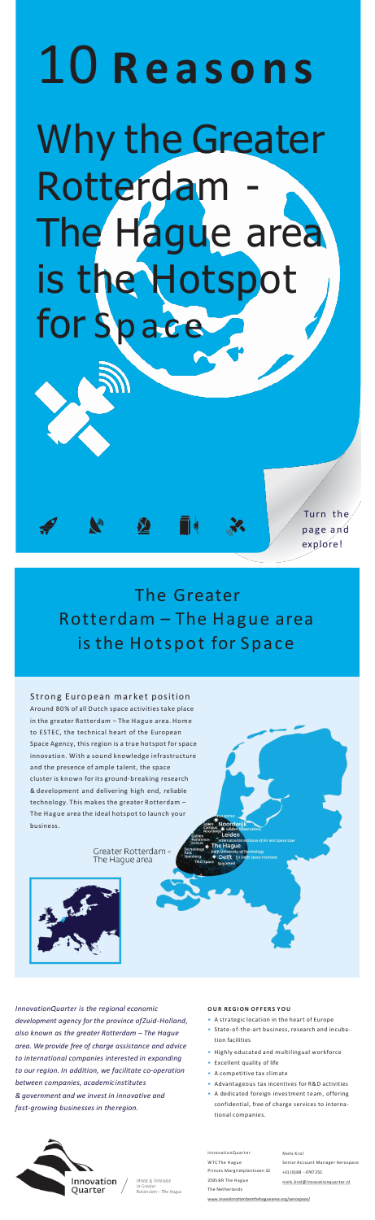# 10 **Reasons**

# Why the Greater Rotterdam - The Hague area is the Hotspot for Space

Turn the page and explore!

## The Greater Rotterdam – The Hague area is the Hotspot for Space

### Strong European market position

Around 80% of all Dutch space activities take place in the greater Rotterdam – The Hague area. Home to ESTEC, the technical heart of the European Space Agency, this region is a true hotspot for space innovation. With a sound knowledge infrastructure and the presence of ample talent, the space cluster is known for its ground-breaking research & development and delivering high end, reliable technology. This makes the greater Rotterdam – The Hague area the ideal hotspot to launch your business.

Greater Rotterdam - The Hague area

ESA ESTEC
Space Campus Noordwijk
Noordwijk
Leiden Observatory
Leiden
Galileo Reference Centre
International Institute of Air and Space Law
The Hague
Technology Park Ypenburg
Delft University of Technology
Delft
TU Delft Space Institute
TNO Space
SpaceNed

*InnovationQuarter is the regional economic development agency for the province of Zuid-Holland, also known as the greater Rotterdam – The Hague area. We provide free of charge assistance and advice to international companies interested in expanding to our region. In addition, we facilitate co-operation between companies, academic institutes & government and we invest in innovative and fast-growing businesses in the region.*

**OUR REGION OFFERS YOU**

- A strategic location in the heart of Europe
- State-of-the-art business, research and incubation facilities
- Highly educated and multilingual workforce
- Excellent quality of life
- A competitive tax climate
- Advantageous tax incentives for R&D activities
- A dedicated foreign investment team, offering confidential, free of charge services to international companies.

Innovation Quarter / *Invest & Innovate in Greater Rotterdam – The Hague*

InnovationQuarter
WTC The Hague
Prinses Margrietplantsoen 32
2595 BR The Hague
The Netherlands

Niels Krol
Senior Account Manager Aerospace
+31 (0)88 - 4747 255
niels.krol@innovationquarter.nl

www.investinrotterdamthehaguearea.org/aerospace/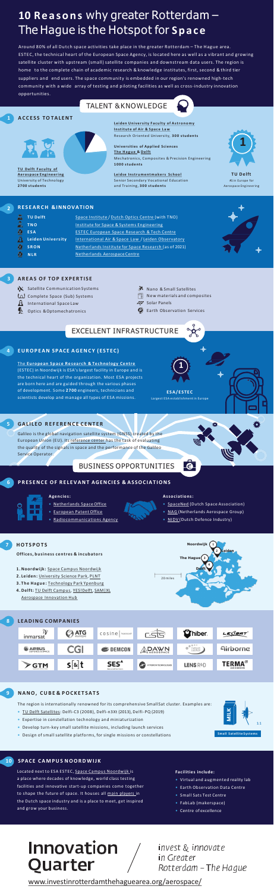# 10 Reasons why greater Rotterdam – The Hague is the Hotspot for Space

Around 80% of all Dutch space activities take place in the greater Rotterdam – The Hague area. ESTEC, the technical heart of the European Space Agency, is located here as well as a vibrant and growing satellite cluster with upstream (small) satellite companies and downstream data users. The region is home to the complete chain of academic research & knowledge institutes, first, second & third tier suppliers and end users. The space community is embedded in our region's renowned high-tech community with a wide array of testing and piloting facilities as well as cross-industry innovation opportunities.

## TALENT & KNOWLEDGE

### 1 ACCESS TO TALENT

**TU Delft Faculty of Aerospace Engineering**
University of Technology
**2700 students**

**Leiden University Faculty of Astronomy Institute of Air & Space Law**
Research Oriented University, **300 students**

**Universities of Applied Sciences The Hague & Delft**
Mechatronics, Composites & Precision Engineering
**1000 students**

**Leidse Instrumentmakers School**
Senior Secondary Vocational Education and Training, **300 students**

1
**TU Delft**
#1 in Europe for Aerospace Engineering

### 2 RESEARCH & INNOVATION

| | |
|---|---|
| **TU Delft** | Space Institute / Dutch Optics Centre (with TNO) |
| **TNO** | Institute for Space & Systems Engineering |
| **ESA** | ESTEC European Space Research & Tech Centre |
| **Leiden University** | International Air & Space Law / Leiden Observatory |
| **SRON** | Netherlands Institute for Space Research (as of 2021) |
| **NLR** | Netherlands Aerospace Centre |

### 3 AREAS OF TOP EXPERTISE

- Satellite Communication Systems
- Complete Space (Sub) Systems
- International Space Law
- Optics & Optomechatronics
- Nano & Small Satellites
- New materials and composites
- Solar Panels
- Earth Observation Services

## EXCELLENT INFRASTRUCTURE

### 4 EUROPEAN SPACE AGENCY (ESTEC)

The **European Space Research & Technology Centre** (ESTEC) in Noordwijk is ESA's largest facility in Europe and is the technical heart of the organization. Most ESA projects are born here and are guided through the various phases of development. Some **2700** engineers, technicians and scientists develop and manage all types of ESA missions.

1
**ESA/ESTEC**
Largest ESA establishment in Europe

### 5 GALILEO REFERENCE CENTER

Galileo is the global navigation satellite system (GNSS) created by the European Union (EU). Its reference center has the task of evaluating the quality of the signals in space and the performance of the Galileo Service Operator.

## BUSINESS OPPORTUNITIES

### 6 PRESENCE OF RELEVANT AGENCIES & ASSOCIATIONS

**Agencies:**

- Netherlands Space Office
- European Patent Office
- Radiocommunications Agency

**Associations:**

- SpaceNed (Dutch Space Association)
- NAG (Netherlands Aerospace Group)
- NIDV (Dutch Defence Industry)

### 7 HOTSPOTS

**Offices, business centres & incubators**

1. **Noordwijk:** Space Campus Noordwijk
2. **Leiden:** University Science Park, PLNT
3. **The Hague:** Technology Park Ypenburg
4. **Delft:** TU Delft Campus, YES!Delft, SAM|XL Aerospace Innovation Hub

Noordwijk 1
Leiden 2
The Hague 3
Delft 4
20 miles

### 8 LEADING COMPANIES

inmarsat, ATG europe, cosine, CSTS, hiber, LEOSAT, AIRBUS DEFENCE & SPACE, CGI, DEMCON, DAWN AEROSPACE, Airborne, GTM, S[&]T, SES, HYPERION TECHNOLOGIES, LENS R&D, TERMA

### 9 NANO, CUBE & POCKETSATS

The region is internationally renowned for its comprehensive SmallSat cluster. Examples are:

- TU Delft Satellites: Delfi-C3 (2008), Delfi-n3Xt (2013), Delfi-PQ (2019)
- Expertise in constellation technology and miniaturization
- Develop turn-key small satellite missions, including launch services
- Design of small satellite platforms, for single missions or constellations

MILK
1:1
Small Satellite Systems

### 10 SPACE CAMPUS NOORDWIJK

Located next to ESA ESTEC, Space Campus Noordwijk is a place where decades of knowledge, world class testing facilities and innovative start-up companies come together to shape the future of space. It houses all main players in the Dutch space industry and is a place to meet, get inspired and grow your business.

**Facilities include:**

- Virtual and augmented reality lab
- Earth Observation Data Centre
- Small Sats Test Centre
- FabLab (makerspace)
- Centre of excellence

Innovation Quarter / invest & innovate in Greater Rotterdam – The Hague

www.investinrotterdamthehaguearea.org/aerospace/